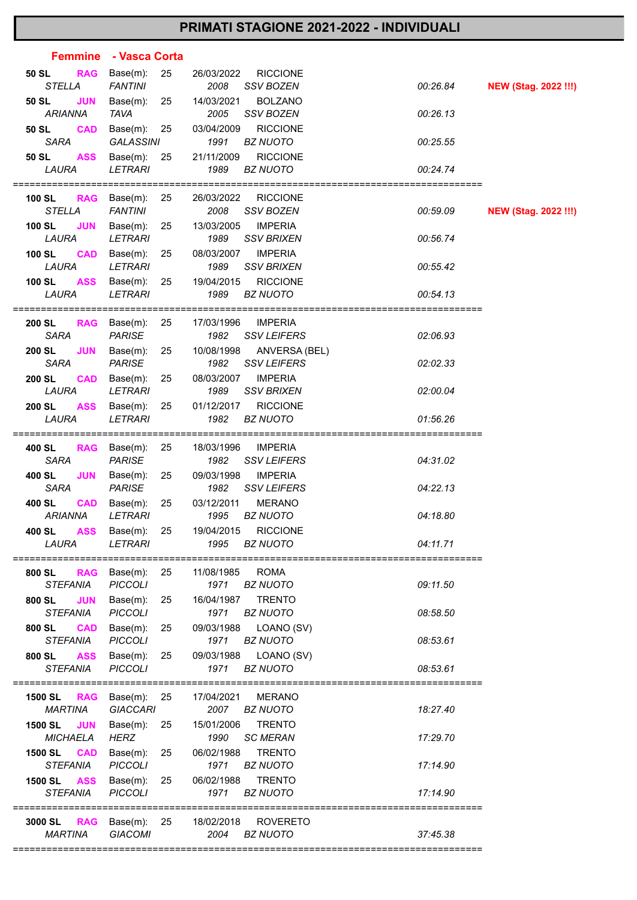# PRIMATI STAGIONE 2021-2022 - INDIVIDUALI

## Femmine - Vasca Corta

| Gara | Cat. | Base(m) | Data | Luogo | Nome | Cognome | Anno | Società | Tempo | Note |
|---|---|---|---|---|---|---|---|---|---|---|
| 50 SL | RAG | 25 | 26/03/2022 | RICCIONE | *STELLA* | *FANTINI* | *2008* | *SSV BOZEN* | *00:26.84* | **NEW (Stag. 2022 !!!)** |
| 50 SL | JUN | 25 | 14/03/2021 | BOLZANO | *ARIANNA* | *TAVA* | *2005* | *SSV BOZEN* | *00:26.13* | |
| 50 SL | CAD | 25 | 03/04/2009 | RICCIONE | *SARA* | *GALASSINI* | *1991* | *BZ NUOTO* | *00:25.55* | |
| 50 SL | ASS | 25 | 21/11/2009 | RICCIONE | *LAURA* | *LETRARI* | *1989* | *BZ NUOTO* | *00:24.74* | |
| 100 SL | RAG | 25 | 26/03/2022 | RICCIONE | *STELLA* | *FANTINI* | *2008* | *SSV BOZEN* | *00:59.09* | **NEW (Stag. 2022 !!!)** |
| 100 SL | JUN | 25 | 13/03/2005 | IMPERIA | *LAURA* | *LETRARI* | *1989* | *SSV BRIXEN* | *00:56.74* | |
| 100 SL | CAD | 25 | 08/03/2007 | IMPERIA | *LAURA* | *LETRARI* | *1989* | *SSV BRIXEN* | *00:55.42* | |
| 100 SL | ASS | 25 | 19/04/2015 | RICCIONE | *LAURA* | *LETRARI* | *1989* | *BZ NUOTO* | *00:54.13* | |
| 200 SL | RAG | 25 | 17/03/1996 | IMPERIA | *SARA* | *PARISE* | *1982* | *SSV LEIFERS* | *02:06.93* | |
| 200 SL | JUN | 25 | 10/08/1998 | ANVERSA (BEL) | *SARA* | *PARISE* | *1982* | *SSV LEIFERS* | *02:02.33* | |
| 200 SL | CAD | 25 | 08/03/2007 | IMPERIA | *LAURA* | *LETRARI* | *1989* | *SSV BRIXEN* | *02:00.04* | |
| 200 SL | ASS | 25 | 01/12/2017 | RICCIONE | *LAURA* | *LETRARI* | *1982* | *BZ NUOTO* | *01:56.26* | |
| 400 SL | RAG | 25 | 18/03/1996 | IMPERIA | *SARA* | *PARISE* | *1982* | *SSV LEIFERS* | *04:31.02* | |
| 400 SL | JUN | 25 | 09/03/1998 | IMPERIA | *SARA* | *PARISE* | *1982* | *SSV LEIFERS* | *04:22.13* | |
| 400 SL | CAD | 25 | 03/12/2011 | MERANO | *ARIANNA* | *LETRARI* | *1995* | *BZ NUOTO* | *04:18.80* | |
| 400 SL | ASS | 25 | 19/04/2015 | RICCIONE | *LAURA* | *LETRARI* | *1995* | *BZ NUOTO* | *04:11.71* | |
| 800 SL | RAG | 25 | 11/08/1985 | ROMA | *STEFANIA* | *PICCOLI* | *1971* | *BZ NUOTO* | *09:11.50* | |
| 800 SL | JUN | 25 | 16/04/1987 | TRENTO | *STEFANIA* | *PICCOLI* | *1971* | *BZ NUOTO* | *08:58.50* | |
| 800 SL | CAD | 25 | 09/03/1988 | LOANO (SV) | *STEFANIA* | *PICCOLI* | *1971* | *BZ NUOTO* | *08:53.61* | |
| 800 SL | ASS | 25 | 09/03/1988 | LOANO (SV) | *STEFANIA* | *PICCOLI* | *1971* | *BZ NUOTO* | *08:53.61* | |
| 1500 SL | RAG | 25 | 17/04/2021 | MERANO | *MARTINA* | *GIACCARI* | *2007* | *BZ NUOTO* | *18:27.40* | |
| 1500 SL | JUN | 25 | 15/01/2006 | TRENTO | *MICHAELA* | *HERZ* | *1990* | *SC MERAN* | *17:29.70* | |
| 1500 SL | CAD | 25 | 06/02/1988 | TRENTO | *STEFANIA* | *PICCOLI* | *1971* | *BZ NUOTO* | *17:14.90* | |
| 1500 SL | ASS | 25 | 06/02/1988 | TRENTO | *STEFANIA* | *PICCOLI* | *1971* | *BZ NUOTO* | *17:14.90* | |
| 3000 SL | RAG | 25 | 18/02/2018 | ROVERETO | *MARTINA* | *GIACOMI* | *2004* | *BZ NUOTO* | *37:45.38* | |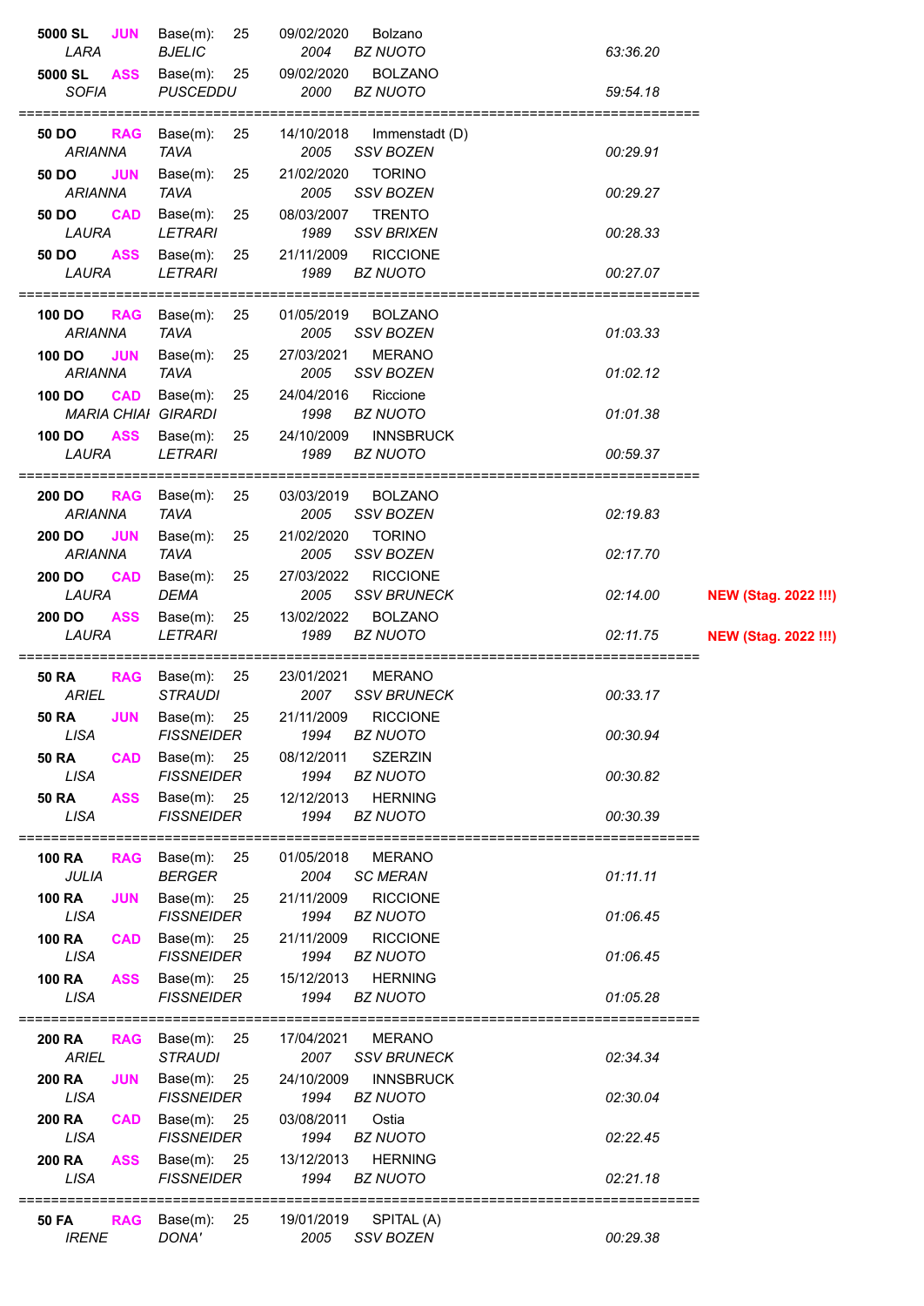| Gara | Cat. | Base(m) | Data | Luogo | Nome | Cognome | Anno | Società | Tempo | Note |
|---|---|---|---|---|---|---|---|---|---|---|
| 5000 SL | JUN | 25 | 09/02/2020 | Bolzano | LARA | BJELIC | 2004 | BZ NUOTO | 63:36.20 | |
| 5000 SL | ASS | 25 | 09/02/2020 | BOLZANO | SOFIA | PUSCEDDU | 2000 | BZ NUOTO | 59:54.18 | |
| 50 DO | RAG | 25 | 14/10/2018 | Immenstadt (D) | ARIANNA | TAVA | 2005 | SSV BOZEN | 00:29.91 | |
| 50 DO | JUN | 25 | 21/02/2020 | TORINO | ARIANNA | TAVA | 2005 | SSV BOZEN | 00:29.27 | |
| 50 DO | CAD | 25 | 08/03/2007 | TRENTO | LAURA | LETRARI | 1989 | SSV BRIXEN | 00:28.33 | |
| 50 DO | ASS | 25 | 21/11/2009 | RICCIONE | LAURA | LETRARI | 1989 | BZ NUOTO | 00:27.07 | |
| 100 DO | RAG | 25 | 01/05/2019 | BOLZANO | ARIANNA | TAVA | 2005 | SSV BOZEN | 01:03.33 | |
| 100 DO | JUN | 25 | 27/03/2021 | MERANO | ARIANNA | TAVA | 2005 | SSV BOZEN | 01:02.12 | |
| 100 DO | CAD | 25 | 24/04/2016 | Riccione | MARIA CHIAI | GIRARDI | 1998 | BZ NUOTO | 01:01.38 | |
| 100 DO | ASS | 25 | 24/10/2009 | INNSBRUCK | LAURA | LETRARI | 1989 | BZ NUOTO | 00:59.37 | |
| 200 DO | RAG | 25 | 03/03/2019 | BOLZANO | ARIANNA | TAVA | 2005 | SSV BOZEN | 02:19.83 | |
| 200 DO | JUN | 25 | 21/02/2020 | TORINO | ARIANNA | TAVA | 2005 | SSV BOZEN | 02:17.70 | |
| 200 DO | CAD | 25 | 27/03/2022 | RICCIONE | LAURA | DEMA | 2005 | SSV BRUNECK | 02:14.00 | NEW (Stag. 2022 !!!) |
| 200 DO | ASS | 25 | 13/02/2022 | BOLZANO | LAURA | LETRARI | 1989 | BZ NUOTO | 02:11.75 | NEW (Stag. 2022 !!!) |
| 50 RA | RAG | 25 | 23/01/2021 | MERANO | ARIEL | STRAUDI | 2007 | SSV BRUNECK | 00:33.17 | |
| 50 RA | JUN | 25 | 21/11/2009 | RICCIONE | LISA | FISSNEIDER | 1994 | BZ NUOTO | 00:30.94 | |
| 50 RA | CAD | 25 | 08/12/2011 | SZERZIN | LISA | FISSNEIDER | 1994 | BZ NUOTO | 00:30.82 | |
| 50 RA | ASS | 25 | 12/12/2013 | HERNING | LISA | FISSNEIDER | 1994 | BZ NUOTO | 00:30.39 | |
| 100 RA | RAG | 25 | 01/05/2018 | MERANO | JULIA | BERGER | 2004 | SC MERAN | 01:11.11 | |
| 100 RA | JUN | 25 | 21/11/2009 | RICCIONE | LISA | FISSNEIDER | 1994 | BZ NUOTO | 01:06.45 | |
| 100 RA | CAD | 25 | 21/11/2009 | RICCIONE | LISA | FISSNEIDER | 1994 | BZ NUOTO | 01:06.45 | |
| 100 RA | ASS | 25 | 15/12/2013 | HERNING | LISA | FISSNEIDER | 1994 | BZ NUOTO | 01:05.28 | |
| 200 RA | RAG | 25 | 17/04/2021 | MERANO | ARIEL | STRAUDI | 2007 | SSV BRUNECK | 02:34.34 | |
| 200 RA | JUN | 25 | 24/10/2009 | INNSBRUCK | LISA | FISSNEIDER | 1994 | BZ NUOTO | 02:30.04 | |
| 200 RA | CAD | 25 | 03/08/2011 | Ostia | LISA | FISSNEIDER | 1994 | BZ NUOTO | 02:22.45 | |
| 200 RA | ASS | 25 | 13/12/2013 | HERNING | LISA | FISSNEIDER | 1994 | BZ NUOTO | 02:21.18 | |
| 50 FA | RAG | 25 | 19/01/2019 | SPITAL (A) | IRENE | DONA' | 2005 | SSV BOZEN | 00:29.38 | |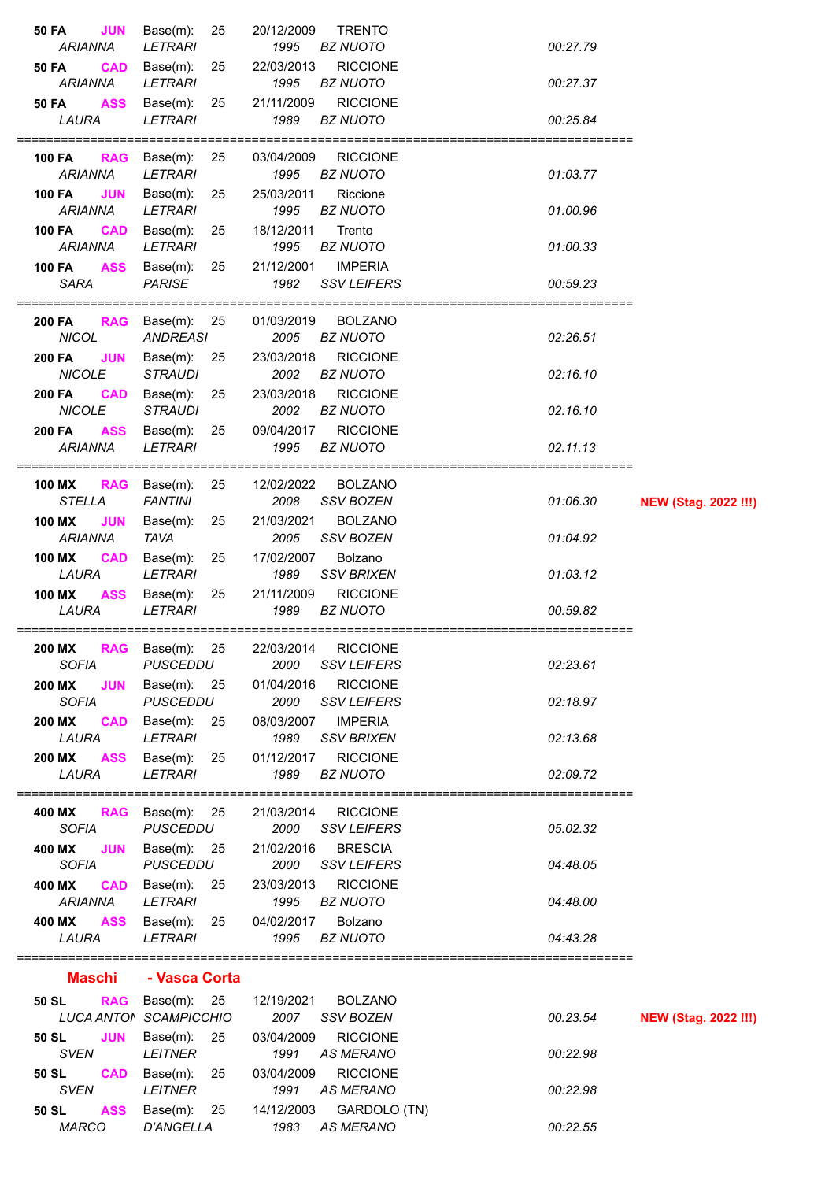| Gara | Cat. | Base(m) | Data | Luogo | Nome | Cognome | Anno | Società | Tempo | Note |
|---|---|---|---|---|---|---|---|---|---|---|
| 50 FA | JUN | 25 | 20/12/2009 | TRENTO | ARIANNA | LETRARI | 1995 | BZ NUOTO | 00:27.79 | |
| 50 FA | CAD | 25 | 22/03/2013 | RICCIONE | ARIANNA | LETRARI | 1995 | BZ NUOTO | 00:27.37 | |
| 50 FA | ASS | 25 | 21/11/2009 | RICCIONE | LAURA | LETRARI | 1989 | BZ NUOTO | 00:25.84 | |
| 100 FA | RAG | 25 | 03/04/2009 | RICCIONE | ARIANNA | LETRARI | 1995 | BZ NUOTO | 01:03.77 | |
| 100 FA | JUN | 25 | 25/03/2011 | Riccione | ARIANNA | LETRARI | 1995 | BZ NUOTO | 01:00.96 | |
| 100 FA | CAD | 25 | 18/12/2011 | Trento | ARIANNA | LETRARI | 1995 | BZ NUOTO | 01:00.33 | |
| 100 FA | ASS | 25 | 21/12/2001 | IMPERIA | SARA | PARISE | 1982 | SSV LEIFERS | 00:59.23 | |
| 200 FA | RAG | 25 | 01/03/2019 | BOLZANO | NICOL | ANDREASI | 2005 | BZ NUOTO | 02:26.51 | |
| 200 FA | JUN | 25 | 23/03/2018 | RICCIONE | NICOLE | STRAUDI | 2002 | BZ NUOTO | 02:16.10 | |
| 200 FA | CAD | 25 | 23/03/2018 | RICCIONE | NICOLE | STRAUDI | 2002 | BZ NUOTO | 02:16.10 | |
| 200 FA | ASS | 25 | 09/04/2017 | RICCIONE | ARIANNA | LETRARI | 1995 | BZ NUOTO | 02:11.13 | |
| 100 MX | RAG | 25 | 12/02/2022 | BOLZANO | STELLA | FANTINI | 2008 | SSV BOZEN | 01:06.30 | **NEW (Stag. 2022 !!!)** |
| 100 MX | JUN | 25 | 21/03/2021 | BOLZANO | ARIANNA | TAVA | 2005 | SSV BOZEN | 01:04.92 | |
| 100 MX | CAD | 25 | 17/02/2007 | Bolzano | LAURA | LETRARI | 1989 | SSV BRIXEN | 01:03.12 | |
| 100 MX | ASS | 25 | 21/11/2009 | RICCIONE | LAURA | LETRARI | 1989 | BZ NUOTO | 00:59.82 | |
| 200 MX | RAG | 25 | 22/03/2014 | RICCIONE | SOFIA | PUSCEDDU | 2000 | SSV LEIFERS | 02:23.61 | |
| 200 MX | JUN | 25 | 01/04/2016 | RICCIONE | SOFIA | PUSCEDDU | 2000 | SSV LEIFERS | 02:18.97 | |
| 200 MX | CAD | 25 | 08/03/2007 | IMPERIA | LAURA | LETRARI | 1989 | SSV BRIXEN | 02:13.68 | |
| 200 MX | ASS | 25 | 01/12/2017 | RICCIONE | LAURA | LETRARI | 1989 | BZ NUOTO | 02:09.72 | |
| 400 MX | RAG | 25 | 21/03/2014 | RICCIONE | SOFIA | PUSCEDDU | 2000 | SSV LEIFERS | 05:02.32 | |
| 400 MX | JUN | 25 | 21/02/2016 | BRESCIA | SOFIA | PUSCEDDU | 2000 | SSV LEIFERS | 04:48.05 | |
| 400 MX | CAD | 25 | 23/03/2013 | RICCIONE | ARIANNA | LETRARI | 1995 | BZ NUOTO | 04:48.00 | |
| 400 MX | ASS | 25 | 04/02/2017 | Bolzano | LAURA | LETRARI | 1995 | BZ NUOTO | 04:43.28 | |

## Maschi - Vasca Corta

| Gara | Cat. | Base(m) | Data | Luogo | Nome | Cognome | Anno | Società | Tempo | Note |
|---|---|---|---|---|---|---|---|---|---|---|
| 50 SL | RAG | 25 | 12/19/2021 | BOLZANO | LUCA ANTON | SCAMPICCHIO | 2007 | SSV BOZEN | 00:23.54 | **NEW (Stag. 2022 !!!)** |
| 50 SL | JUN | 25 | 03/04/2009 | RICCIONE | SVEN | LEITNER | 1991 | AS MERANO | 00:22.98 | |
| 50 SL | CAD | 25 | 03/04/2009 | RICCIONE | SVEN | LEITNER | 1991 | AS MERANO | 00:22.98 | |
| 50 SL | ASS | 25 | 14/12/2003 | GARDOLO (TN) | MARCO | D'ANGELLA | 1983 | AS MERANO | 00:22.55 | |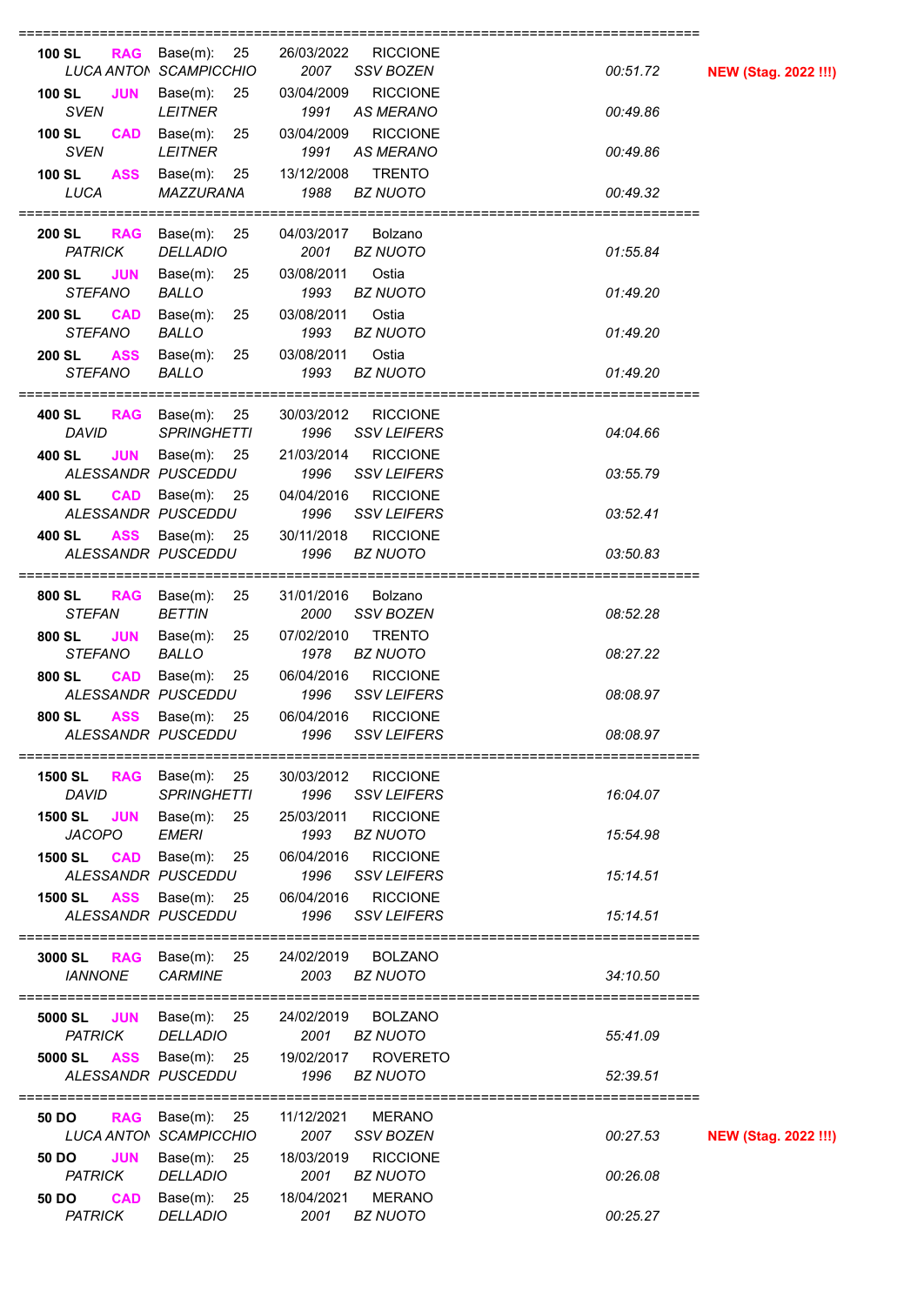| Gara | Cat. | Base(m) | Data | Luogo | Nome | Cognome | Anno | Società | Tempo | Note |
|---|---|---|---|---|---|---|---|---|---|---|
| 100 SL | RAG | 25 | 26/03/2022 | RICCIONE | LUCA ANTON | SCAMPICCHIO | 2007 | SSV BOZEN | 00:51.72 | **NEW (Stag. 2022 !!!)** |
| 100 SL | JUN | 25 | 03/04/2009 | RICCIONE | SVEN | LEITNER | 1991 | AS MERANO | 00:49.86 | |
| 100 SL | CAD | 25 | 03/04/2009 | RICCIONE | SVEN | LEITNER | 1991 | AS MERANO | 00:49.86 | |
| 100 SL | ASS | 25 | 13/12/2008 | TRENTO | LUCA | MAZZURANA | 1988 | BZ NUOTO | 00:49.32 | |
| 200 SL | RAG | 25 | 04/03/2017 | Bolzano | PATRICK | DELLADIO | 2001 | BZ NUOTO | 01:55.84 | |
| 200 SL | JUN | 25 | 03/08/2011 | Ostia | STEFANO | BALLO | 1993 | BZ NUOTO | 01:49.20 | |
| 200 SL | CAD | 25 | 03/08/2011 | Ostia | STEFANO | BALLO | 1993 | BZ NUOTO | 01:49.20 | |
| 200 SL | ASS | 25 | 03/08/2011 | Ostia | STEFANO | BALLO | 1993 | BZ NUOTO | 01:49.20 | |
| 400 SL | RAG | 25 | 30/03/2012 | RICCIONE | DAVID | SPRINGHETTI | 1996 | SSV LEIFERS | 04:04.66 | |
| 400 SL | JUN | 25 | 21/03/2014 | RICCIONE | ALESSANDR | PUSCEDDU | 1996 | SSV LEIFERS | 03:55.79 | |
| 400 SL | CAD | 25 | 04/04/2016 | RICCIONE | ALESSANDR | PUSCEDDU | 1996 | SSV LEIFERS | 03:52.41 | |
| 400 SL | ASS | 25 | 30/11/2018 | RICCIONE | ALESSANDR | PUSCEDDU | 1996 | BZ NUOTO | 03:50.83 | |
| 800 SL | RAG | 25 | 31/01/2016 | Bolzano | STEFAN | BETTIN | 2000 | SSV BOZEN | 08:52.28 | |
| 800 SL | JUN | 25 | 07/02/2010 | TRENTO | STEFANO | BALLO | 1978 | BZ NUOTO | 08:27.22 | |
| 800 SL | CAD | 25 | 06/04/2016 | RICCIONE | ALESSANDR | PUSCEDDU | 1996 | SSV LEIFERS | 08:08.97 | |
| 800 SL | ASS | 25 | 06/04/2016 | RICCIONE | ALESSANDR | PUSCEDDU | 1996 | SSV LEIFERS | 08:08.97 | |
| 1500 SL | RAG | 25 | 30/03/2012 | RICCIONE | DAVID | SPRINGHETTI | 1996 | SSV LEIFERS | 16:04.07 | |
| 1500 SL | JUN | 25 | 25/03/2011 | RICCIONE | JACOPO | EMERI | 1993 | BZ NUOTO | 15:54.98 | |
| 1500 SL | CAD | 25 | 06/04/2016 | RICCIONE | ALESSANDR | PUSCEDDU | 1996 | SSV LEIFERS | 15:14.51 | |
| 1500 SL | ASS | 25 | 06/04/2016 | RICCIONE | ALESSANDR | PUSCEDDU | 1996 | SSV LEIFERS | 15:14.51 | |
| 3000 SL | RAG | 25 | 24/02/2019 | BOLZANO | IANNONE | CARMINE | 2003 | BZ NUOTO | 34:10.50 | |
| 5000 SL | JUN | 25 | 24/02/2019 | BOLZANO | PATRICK | DELLADIO | 2001 | BZ NUOTO | 55:41.09 | |
| 5000 SL | ASS | 25 | 19/02/2017 | ROVERETO | ALESSANDR | PUSCEDDU | 1996 | BZ NUOTO | 52:39.51 | |
| 50 DO | RAG | 25 | 11/12/2021 | MERANO | LUCA ANTON | SCAMPICCHIO | 2007 | SSV BOZEN | 00:27.53 | **NEW (Stag. 2022 !!!)** |
| 50 DO | JUN | 25 | 18/03/2019 | RICCIONE | PATRICK | DELLADIO | 2001 | BZ NUOTO | 00:26.08 | |
| 50 DO | CAD | 25 | 18/04/2021 | MERANO | PATRICK | DELLADIO | 2001 | BZ NUOTO | 00:25.27 | |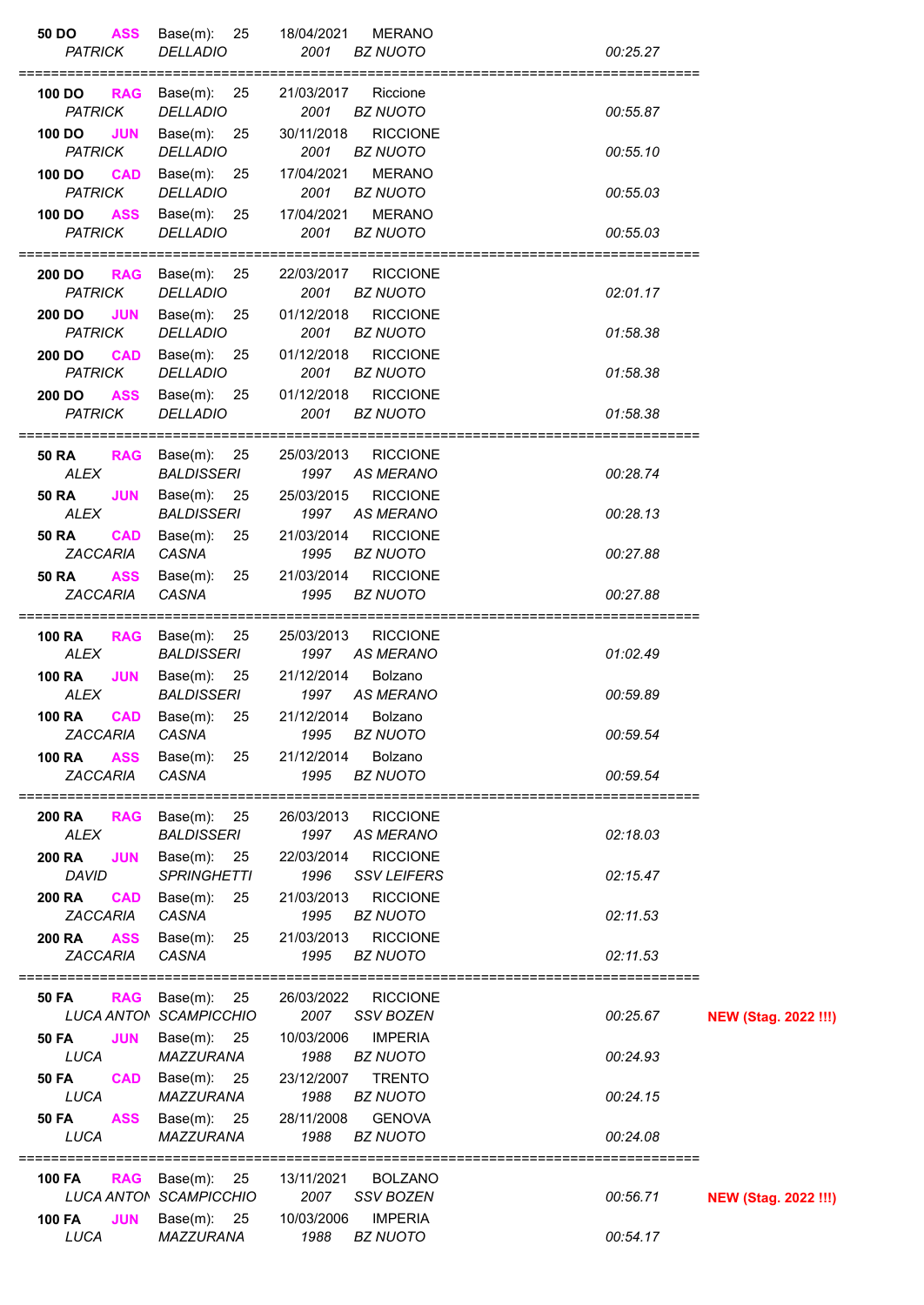| Gara | Cat. | Base(m) | Data | Luogo | Nome | Cognome | Anno | Società | Tempo | Note |
|---|---|---|---|---|---|---|---|---|---|---|
| **50 DO** | **ASS** | 25 | 18/04/2021 | MERANO | *PATRICK* | *DELLADIO* | *2001* | *BZ NUOTO* | *00:25.27* | |
| **100 DO** | **RAG** | 25 | 21/03/2017 | Riccione | *PATRICK* | *DELLADIO* | *2001* | *BZ NUOTO* | *00:55.87* | |
| **100 DO** | **JUN** | 25 | 30/11/2018 | RICCIONE | *PATRICK* | *DELLADIO* | *2001* | *BZ NUOTO* | *00:55.10* | |
| **100 DO** | **CAD** | 25 | 17/04/2021 | MERANO | *PATRICK* | *DELLADIO* | *2001* | *BZ NUOTO* | *00:55.03* | |
| **100 DO** | **ASS** | 25 | 17/04/2021 | MERANO | *PATRICK* | *DELLADIO* | *2001* | *BZ NUOTO* | *00:55.03* | |
| **200 DO** | **RAG** | 25 | 22/03/2017 | RICCIONE | *PATRICK* | *DELLADIO* | *2001* | *BZ NUOTO* | *02:01.17* | |
| **200 DO** | **JUN** | 25 | 01/12/2018 | RICCIONE | *PATRICK* | *DELLADIO* | *2001* | *BZ NUOTO* | *01:58.38* | |
| **200 DO** | **CAD** | 25 | 01/12/2018 | RICCIONE | *PATRICK* | *DELLADIO* | *2001* | *BZ NUOTO* | *01:58.38* | |
| **200 DO** | **ASS** | 25 | 01/12/2018 | RICCIONE | *PATRICK* | *DELLADIO* | *2001* | *BZ NUOTO* | *01:58.38* | |
| **50 RA** | **RAG** | 25 | 25/03/2013 | RICCIONE | *ALEX* | *BALDISSERI* | *1997* | *AS MERANO* | *00:28.74* | |
| **50 RA** | **JUN** | 25 | 25/03/2015 | RICCIONE | *ALEX* | *BALDISSERI* | *1997* | *AS MERANO* | *00:28.13* | |
| **50 RA** | **CAD** | 25 | 21/03/2014 | RICCIONE | *ZACCARIA* | *CASNA* | *1995* | *BZ NUOTO* | *00:27.88* | |
| **50 RA** | **ASS** | 25 | 21/03/2014 | RICCIONE | *ZACCARIA* | *CASNA* | *1995* | *BZ NUOTO* | *00:27.88* | |
| **100 RA** | **RAG** | 25 | 25/03/2013 | RICCIONE | *ALEX* | *BALDISSERI* | *1997* | *AS MERANO* | *01:02.49* | |
| **100 RA** | **JUN** | 25 | 21/12/2014 | Bolzano | *ALEX* | *BALDISSERI* | *1997* | *AS MERANO* | *00:59.89* | |
| **100 RA** | **CAD** | 25 | 21/12/2014 | Bolzano | *ZACCARIA* | *CASNA* | *1995* | *BZ NUOTO* | *00:59.54* | |
| **100 RA** | **ASS** | 25 | 21/12/2014 | Bolzano | *ZACCARIA* | *CASNA* | *1995* | *BZ NUOTO* | *00:59.54* | |
| **200 RA** | **RAG** | 25 | 26/03/2013 | RICCIONE | *ALEX* | *BALDISSERI* | *1997* | *AS MERANO* | *02:18.03* | |
| **200 RA** | **JUN** | 25 | 22/03/2014 | RICCIONE | *DAVID* | *SPRINGHETTI* | *1996* | *SSV LEIFERS* | *02:15.47* | |
| **200 RA** | **CAD** | 25 | 21/03/2013 | RICCIONE | *ZACCARIA* | *CASNA* | *1995* | *BZ NUOTO* | *02:11.53* | |
| **200 RA** | **ASS** | 25 | 21/03/2013 | RICCIONE | *ZACCARIA* | *CASNA* | *1995* | *BZ NUOTO* | *02:11.53* | |
| **50 FA** | **RAG** | 25 | 26/03/2022 | RICCIONE | *LUCA ANTON* | *SCAMPICCHIO* | *2007* | *SSV BOZEN* | *00:25.67* | **NEW (Stag. 2022 !!!)** |
| **50 FA** | **JUN** | 25 | 10/03/2006 | IMPERIA | *LUCA* | *MAZZURANA* | *1988* | *BZ NUOTO* | *00:24.93* | |
| **50 FA** | **CAD** | 25 | 23/12/2007 | TRENTO | *LUCA* | *MAZZURANA* | *1988* | *BZ NUOTO* | *00:24.15* | |
| **50 FA** | **ASS** | 25 | 28/11/2008 | GENOVA | *LUCA* | *MAZZURANA* | *1988* | *BZ NUOTO* | *00:24.08* | |
| **100 FA** | **RAG** | 25 | 13/11/2021 | BOLZANO | *LUCA ANTON* | *SCAMPICCHIO* | *2007* | *SSV BOZEN* | *00:56.71* | **NEW (Stag. 2022 !!!)** |
| **100 FA** | **JUN** | 25 | 10/03/2006 | IMPERIA | *LUCA* | *MAZZURANA* | *1988* | *BZ NUOTO* | *00:54.17* | |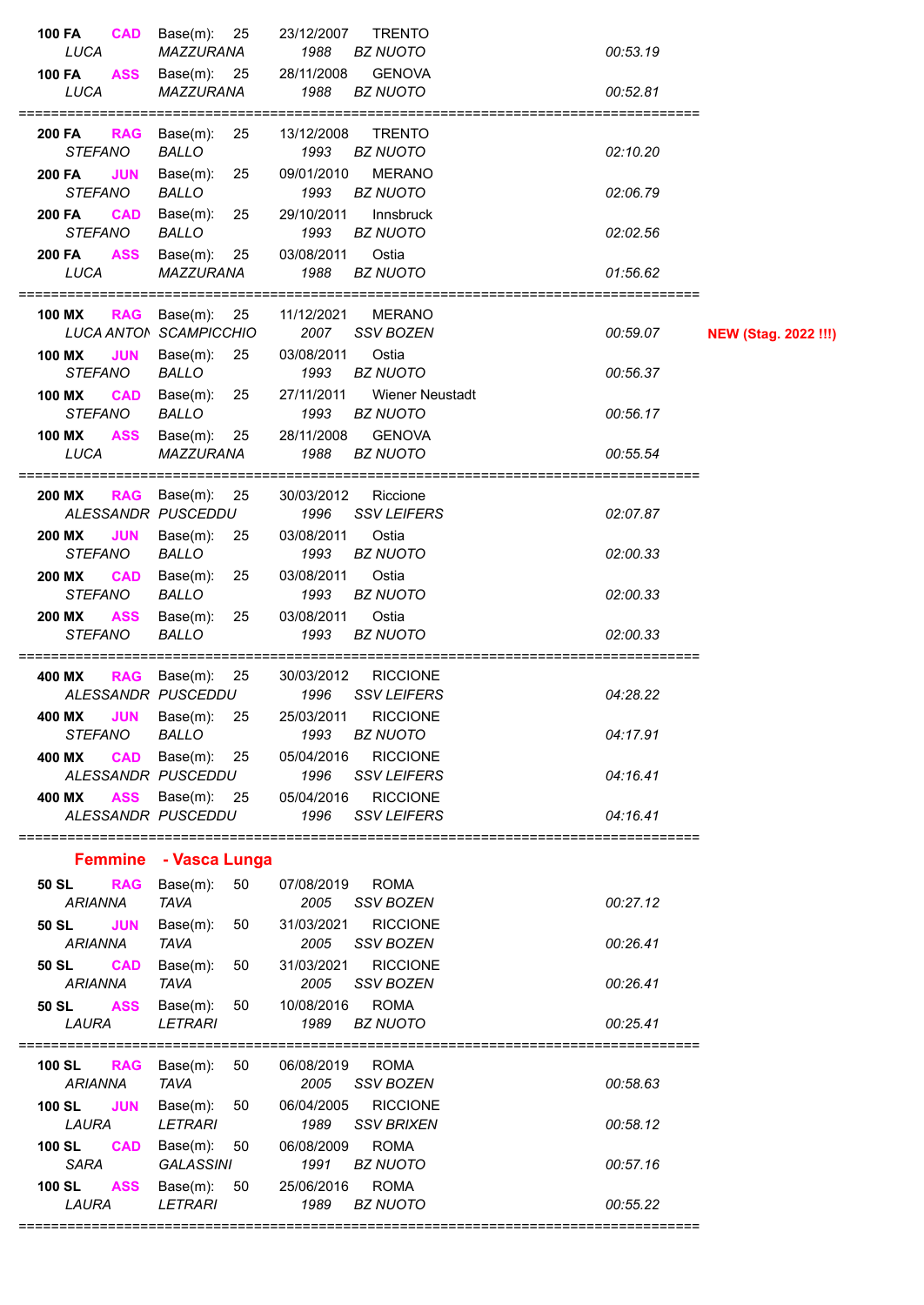| Event | Cat. | Base(m) | Date / Year | Place / Club | Time | Note |
|---|---|---|---|---|---|---|
| **100 FA** | **CAD** | Base(m): 25 | 23/12/2007 | TRENTO | | |
| *LUCA* | *MAZZURANA* | | *1988* | *BZ NUOTO* | *00:53.19* | |
| **100 FA** | **ASS** | Base(m): 25 | 28/11/2008 | GENOVA | | |
| *LUCA* | *MAZZURANA* | | *1988* | *BZ NUOTO* | *00:52.81* | |
| **200 FA** | **RAG** | Base(m): 25 | 13/12/2008 | TRENTO | | |
| *STEFANO* | *BALLO* | | *1993* | *BZ NUOTO* | *02:10.20* | |
| **200 FA** | **JUN** | Base(m): 25 | 09/01/2010 | MERANO | | |
| *STEFANO* | *BALLO* | | *1993* | *BZ NUOTO* | *02:06.79* | |
| **200 FA** | **CAD** | Base(m): 25 | 29/10/2011 | Innsbruck | | |
| *STEFANO* | *BALLO* | | *1993* | *BZ NUOTO* | *02:02.56* | |
| **200 FA** | **ASS** | Base(m): 25 | 03/08/2011 | Ostia | | |
| *LUCA* | *MAZZURANA* | | *1988* | *BZ NUOTO* | *01:56.62* | |
| **100 MX** | **RAG** | Base(m): 25 | 11/12/2021 | MERANO | | |
| *LUCA ANTON* | *SCAMPICCHIO* | | *2007* | *SSV BOZEN* | *00:59.07* | **NEW (Stag. 2022 !!!)** |
| **100 MX** | **JUN** | Base(m): 25 | 03/08/2011 | Ostia | | |
| *STEFANO* | *BALLO* | | *1993* | *BZ NUOTO* | *00:56.37* | |
| **100 MX** | **CAD** | Base(m): 25 | 27/11/2011 | Wiener Neustadt | | |
| *STEFANO* | *BALLO* | | *1993* | *BZ NUOTO* | *00:56.17* | |
| **100 MX** | **ASS** | Base(m): 25 | 28/11/2008 | GENOVA | | |
| *LUCA* | *MAZZURANA* | | *1988* | *BZ NUOTO* | *00:55.54* | |
| **200 MX** | **RAG** | Base(m): 25 | 30/03/2012 | Riccione | | |
| *ALESSANDR* | *PUSCEDDU* | | *1996* | *SSV LEIFERS* | *02:07.87* | |
| **200 MX** | **JUN** | Base(m): 25 | 03/08/2011 | Ostia | | |
| *STEFANO* | *BALLO* | | *1993* | *BZ NUOTO* | *02:00.33* | |
| **200 MX** | **CAD** | Base(m): 25 | 03/08/2011 | Ostia | | |
| *STEFANO* | *BALLO* | | *1993* | *BZ NUOTO* | *02:00.33* | |
| **200 MX** | **ASS** | Base(m): 25 | 03/08/2011 | Ostia | | |
| *STEFANO* | *BALLO* | | *1993* | *BZ NUOTO* | *02:00.33* | |
| **400 MX** | **RAG** | Base(m): 25 | 30/03/2012 | RICCIONE | | |
| *ALESSANDR* | *PUSCEDDU* | | *1996* | *SSV LEIFERS* | *04:28.22* | |
| **400 MX** | **JUN** | Base(m): 25 | 25/03/2011 | RICCIONE | | |
| *STEFANO* | *BALLO* | | *1993* | *BZ NUOTO* | *04:17.91* | |
| **400 MX** | **CAD** | Base(m): 25 | 05/04/2016 | RICCIONE | | |
| *ALESSANDR* | *PUSCEDDU* | | *1996* | *SSV LEIFERS* | *04:16.41* | |
| **400 MX** | **ASS** | Base(m): 25 | 05/04/2016 | RICCIONE | | |
| *ALESSANDR* | *PUSCEDDU* | | *1996* | *SSV LEIFERS* | *04:16.41* | |

## Femmine - Vasca Lunga

| Event | Cat. | Base(m) | Date / Year | Place / Club | Time |
|---|---|---|---|---|---|
| **50 SL** | **RAG** | Base(m): 50 | 07/08/2019 | ROMA | |
| *ARIANNA* | *TAVA* | | *2005* | *SSV BOZEN* | *00:27.12* |
| **50 SL** | **JUN** | Base(m): 50 | 31/03/2021 | RICCIONE | |
| *ARIANNA* | *TAVA* | | *2005* | *SSV BOZEN* | *00:26.41* |
| **50 SL** | **CAD** | Base(m): 50 | 31/03/2021 | RICCIONE | |
| *ARIANNA* | *TAVA* | | *2005* | *SSV BOZEN* | *00:26.41* |
| **50 SL** | **ASS** | Base(m): 50 | 10/08/2016 | ROMA | |
| *LAURA* | *LETRARI* | | *1989* | *BZ NUOTO* | *00:25.41* |
| **100 SL** | **RAG** | Base(m): 50 | 06/08/2019 | ROMA | |
| *ARIANNA* | *TAVA* | | *2005* | *SSV BOZEN* | *00:58.63* |
| **100 SL** | **JUN** | Base(m): 50 | 06/04/2005 | RICCIONE | |
| *LAURA* | *LETRARI* | | *1989* | *SSV BRIXEN* | *00:58.12* |
| **100 SL** | **CAD** | Base(m): 50 | 06/08/2009 | ROMA | |
| *SARA* | *GALASSINI* | | *1991* | *BZ NUOTO* | *00:57.16* |
| **100 SL** | **ASS** | Base(m): 50 | 25/06/2016 | ROMA | |
| *LAURA* | *LETRARI* | | *1989* | *BZ NUOTO* | *00:55.22* |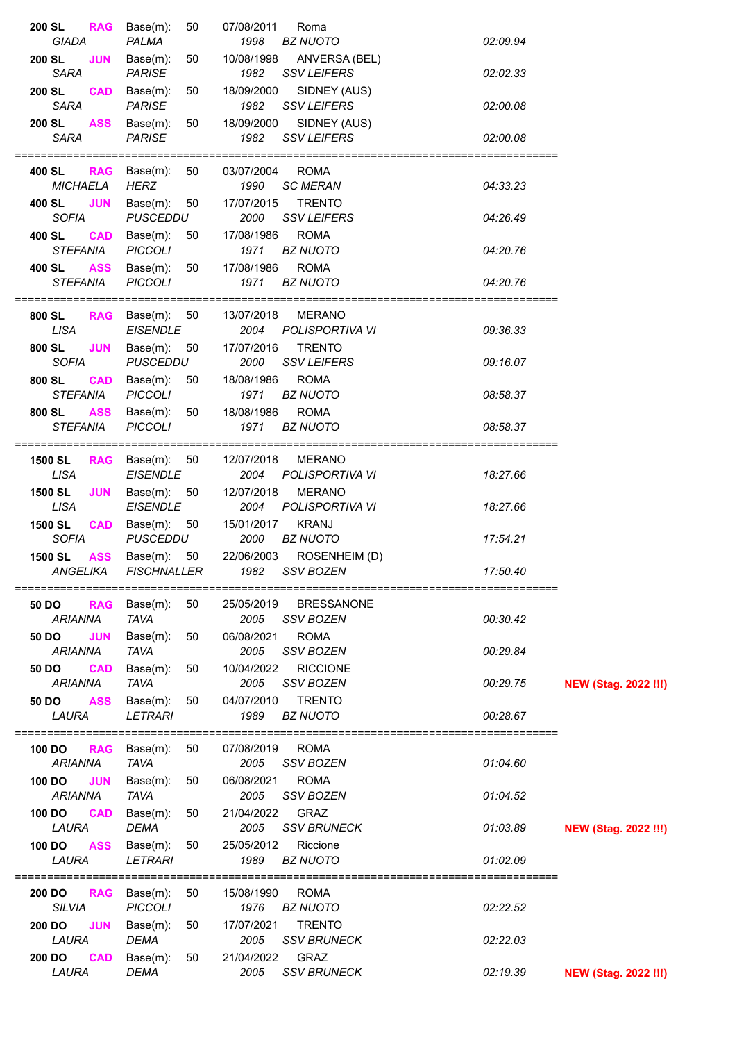| | | | | | | | |
|---|---|---|---|---|---|---|---|
| **200 SL** | **RAG** | Base(m): 50 | 07/08/2011 | Roma | | | |
| *GIADA* | | *PALMA* | *1998* | *BZ NUOTO* | *02:09.94* | |
| **200 SL** | **JUN** | Base(m): 50 | 10/08/1998 | ANVERSA (BEL) | | |
| *SARA* | | *PARISE* | *1982* | *SSV LEIFERS* | *02:02.33* | |
| **200 SL** | **CAD** | Base(m): 50 | 18/09/2000 | SIDNEY (AUS) | | |
| *SARA* | | *PARISE* | *1982* | *SSV LEIFERS* | *02:00.08* | |
| **200 SL** | **ASS** | Base(m): 50 | 18/09/2000 | SIDNEY (AUS) | | |
| *SARA* | | *PARISE* | *1982* | *SSV LEIFERS* | *02:00.08* | |

=================================================================================

| | | | | | | |
|---|---|---|---|---|---|---|
| **400 SL** | **RAG** | Base(m): 50 | 03/07/2004 | ROMA | | |
| *MICHAELA* | | *HERZ* | *1990* | *SC MERAN* | *04:33.23* | |
| **400 SL** | **JUN** | Base(m): 50 | 17/07/2015 | TRENTO | | |
| *SOFIA* | | *PUSCEDDU* | *2000* | *SSV LEIFERS* | *04:26.49* | |
| **400 SL** | **CAD** | Base(m): 50 | 17/08/1986 | ROMA | | |
| *STEFANIA* | | *PICCOLI* | *1971* | *BZ NUOTO* | *04:20.76* | |
| **400 SL** | **ASS** | Base(m): 50 | 17/08/1986 | ROMA | | |
| *STEFANIA* | | *PICCOLI* | *1971* | *BZ NUOTO* | *04:20.76* | |

=================================================================================

| | | | | | | |
|---|---|---|---|---|---|---|
| **800 SL** | **RAG** | Base(m): 50 | 13/07/2018 | MERANO | | |
| *LISA* | | *EISENDLE* | *2004* | *POLISPORTIVA VI* | *09:36.33* | |
| **800 SL** | **JUN** | Base(m): 50 | 17/07/2016 | TRENTO | | |
| *SOFIA* | | *PUSCEDDU* | *2000* | *SSV LEIFERS* | *09:16.07* | |
| **800 SL** | **CAD** | Base(m): 50 | 18/08/1986 | ROMA | | |
| *STEFANIA* | | *PICCOLI* | *1971* | *BZ NUOTO* | *08:58.37* | |
| **800 SL** | **ASS** | Base(m): 50 | 18/08/1986 | ROMA | | |
| *STEFANIA* | | *PICCOLI* | *1971* | *BZ NUOTO* | *08:58.37* | |

=================================================================================

| | | | | | | |
|---|---|---|---|---|---|---|
| **1500 SL** | **RAG** | Base(m): 50 | 12/07/2018 | MERANO | | |
| *LISA* | | *EISENDLE* | *2004* | *POLISPORTIVA VI* | *18:27.66* | |
| **1500 SL** | **JUN** | Base(m): 50 | 12/07/2018 | MERANO | | |
| *LISA* | | *EISENDLE* | *2004* | *POLISPORTIVA VI* | *18:27.66* | |
| **1500 SL** | **CAD** | Base(m): 50 | 15/01/2017 | KRANJ | | |
| *SOFIA* | | *PUSCEDDU* | *2000* | *BZ NUOTO* | *17:54.21* | |
| **1500 SL** | **ASS** | Base(m): 50 | 22/06/2003 | ROSENHEIM (D) | | |
| *ANGELIKA* | | *FISCHNALLER* | *1982* | *SSV BOZEN* | *17:50.40* | |

=================================================================================

| | | | | | | |
|---|---|---|---|---|---|---|
| **50 DO** | **RAG** | Base(m): 50 | 25/05/2019 | BRESSANONE | | |
| *ARIANNA* | | *TAVA* | *2005* | *SSV BOZEN* | *00:30.42* | |
| **50 DO** | **JUN** | Base(m): 50 | 06/08/2021 | ROMA | | |
| *ARIANNA* | | *TAVA* | *2005* | *SSV BOZEN* | *00:29.84* | |
| **50 DO** | **CAD** | Base(m): 50 | 10/04/2022 | RICCIONE | | |
| *ARIANNA* | | *TAVA* | *2005* | *SSV BOZEN* | *00:29.75* | **NEW (Stag. 2022 !!!)** |
| **50 DO** | **ASS** | Base(m): 50 | 04/07/2010 | TRENTO | | |
| *LAURA* | | *LETRARI* | *1989* | *BZ NUOTO* | *00:28.67* | |

=================================================================================

| | | | | | | |
|---|---|---|---|---|---|---|
| **100 DO** | **RAG** | Base(m): 50 | 07/08/2019 | ROMA | | |
| *ARIANNA* | | *TAVA* | *2005* | *SSV BOZEN* | *01:04.60* | |
| **100 DO** | **JUN** | Base(m): 50 | 06/08/2021 | ROMA | | |
| *ARIANNA* | | *TAVA* | *2005* | *SSV BOZEN* | *01:04.52* | |
| **100 DO** | **CAD** | Base(m): 50 | 21/04/2022 | GRAZ | | |
| *LAURA* | | *DEMA* | *2005* | *SSV BRUNECK* | *01:03.89* | **NEW (Stag. 2022 !!!)** |
| **100 DO** | **ASS** | Base(m): 50 | 25/05/2012 | Riccione | | |
| *LAURA* | | *LETRARI* | *1989* | *BZ NUOTO* | *01:02.09* | |

=================================================================================

| | | | | | | |
|---|---|---|---|---|---|---|
| **200 DO** | **RAG** | Base(m): 50 | 15/08/1990 | ROMA | | |
| *SILVIA* | | *PICCOLI* | *1976* | *BZ NUOTO* | *02:22.52* | |
| **200 DO** | **JUN** | Base(m): 50 | 17/07/2021 | TRENTO | | |
| *LAURA* | | *DEMA* | *2005* | *SSV BRUNECK* | *02:22.03* | |
| **200 DO** | **CAD** | Base(m): 50 | 21/04/2022 | GRAZ | | |
| *LAURA* | | *DEMA* | *2005* | *SSV BRUNECK* | *02:19.39* | **NEW (Stag. 2022 !!!)** |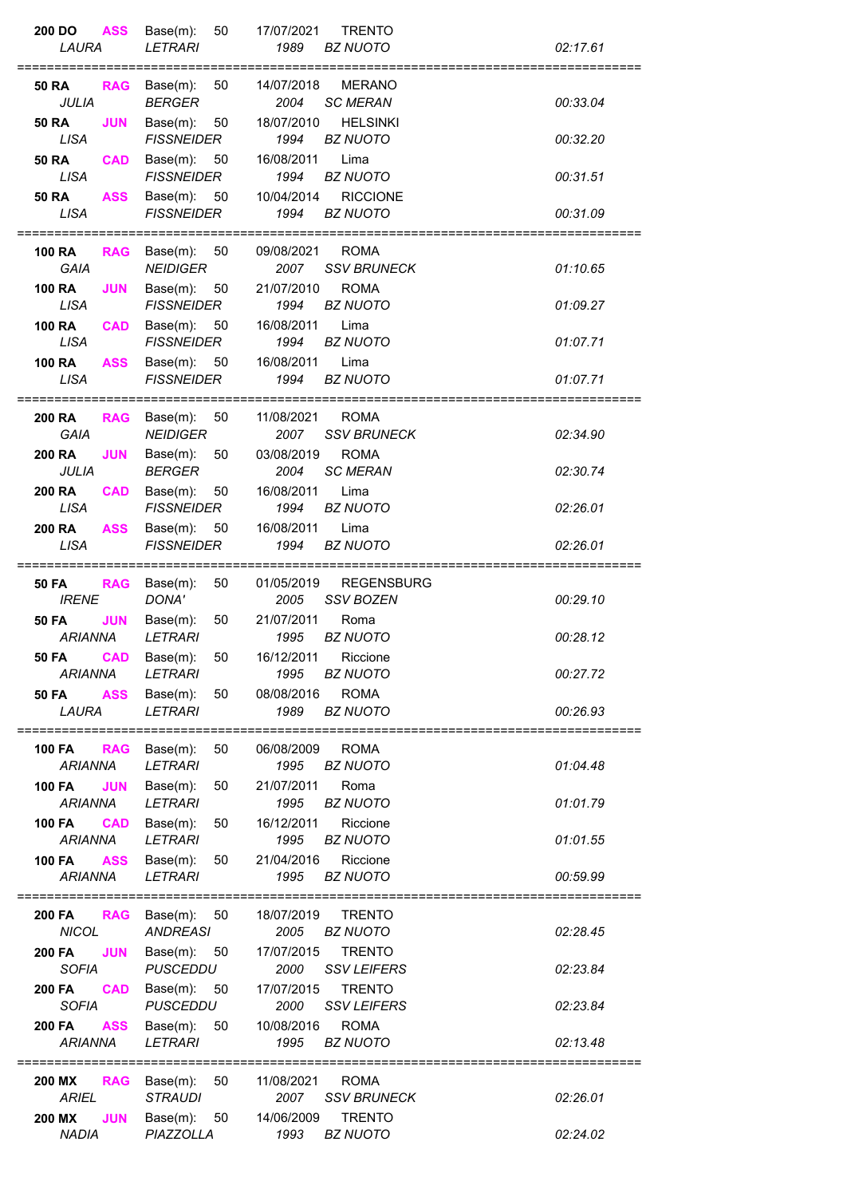| Gara | Cat. | Base(m) | Data | Luogo | Tempo |
|---|---|---|---|---|---|
| 200 DO | ASS | Base(m): 50 | 17/07/2021 | TRENTO | |
| *LAURA* | | *LETRARI* | *1989* | *BZ NUOTO* | *02:17.61* |
| 50 RA | RAG | Base(m): 50 | 14/07/2018 | MERANO | |
| *JULIA* | | *BERGER* | *2004* | *SC MERAN* | *00:33.04* |
| 50 RA | JUN | Base(m): 50 | 18/07/2010 | HELSINKI | |
| *LISA* | | *FISSNEIDER* | *1994* | *BZ NUOTO* | *00:32.20* |
| 50 RA | CAD | Base(m): 50 | 16/08/2011 | Lima | |
| *LISA* | | *FISSNEIDER* | *1994* | *BZ NUOTO* | *00:31.51* |
| 50 RA | ASS | Base(m): 50 | 10/04/2014 | RICCIONE | |
| *LISA* | | *FISSNEIDER* | *1994* | *BZ NUOTO* | *00:31.09* |
| 100 RA | RAG | Base(m): 50 | 09/08/2021 | ROMA | |
| *GAIA* | | *NEIDIGER* | *2007* | *SSV BRUNECK* | *01:10.65* |
| 100 RA | JUN | Base(m): 50 | 21/07/2010 | ROMA | |
| *LISA* | | *FISSNEIDER* | *1994* | *BZ NUOTO* | *01:09.27* |
| 100 RA | CAD | Base(m): 50 | 16/08/2011 | Lima | |
| *LISA* | | *FISSNEIDER* | *1994* | *BZ NUOTO* | *01:07.71* |
| 100 RA | ASS | Base(m): 50 | 16/08/2011 | Lima | |
| *LISA* | | *FISSNEIDER* | *1994* | *BZ NUOTO* | *01:07.71* |
| 200 RA | RAG | Base(m): 50 | 11/08/2021 | ROMA | |
| *GAIA* | | *NEIDIGER* | *2007* | *SSV BRUNECK* | *02:34.90* |
| 200 RA | JUN | Base(m): 50 | 03/08/2019 | ROMA | |
| *JULIA* | | *BERGER* | *2004* | *SC MERAN* | *02:30.74* |
| 200 RA | CAD | Base(m): 50 | 16/08/2011 | Lima | |
| *LISA* | | *FISSNEIDER* | *1994* | *BZ NUOTO* | *02:26.01* |
| 200 RA | ASS | Base(m): 50 | 16/08/2011 | Lima | |
| *LISA* | | *FISSNEIDER* | *1994* | *BZ NUOTO* | *02:26.01* |
| 50 FA | RAG | Base(m): 50 | 01/05/2019 | REGENSBURG | |
| *IRENE* | | *DONA'* | *2005* | *SSV BOZEN* | *00:29.10* |
| 50 FA | JUN | Base(m): 50 | 21/07/2011 | Roma | |
| *ARIANNA* | | *LETRARI* | *1995* | *BZ NUOTO* | *00:28.12* |
| 50 FA | CAD | Base(m): 50 | 16/12/2011 | Riccione | |
| *ARIANNA* | | *LETRARI* | *1995* | *BZ NUOTO* | *00:27.72* |
| 50 FA | ASS | Base(m): 50 | 08/08/2016 | ROMA | |
| *LAURA* | | *LETRARI* | *1989* | *BZ NUOTO* | *00:26.93* |
| 100 FA | RAG | Base(m): 50 | 06/08/2009 | ROMA | |
| *ARIANNA* | | *LETRARI* | *1995* | *BZ NUOTO* | *01:04.48* |
| 100 FA | JUN | Base(m): 50 | 21/07/2011 | Roma | |
| *ARIANNA* | | *LETRARI* | *1995* | *BZ NUOTO* | *01:01.79* |
| 100 FA | CAD | Base(m): 50 | 16/12/2011 | Riccione | |
| *ARIANNA* | | *LETRARI* | *1995* | *BZ NUOTO* | *01:01.55* |
| 100 FA | ASS | Base(m): 50 | 21/04/2016 | Riccione | |
| *ARIANNA* | | *LETRARI* | *1995* | *BZ NUOTO* | *00:59.99* |
| 200 FA | RAG | Base(m): 50 | 18/07/2019 | TRENTO | |
| *NICOL* | | *ANDREASI* | *2005* | *BZ NUOTO* | *02:28.45* |
| 200 FA | JUN | Base(m): 50 | 17/07/2015 | TRENTO | |
| *SOFIA* | | *PUSCEDDU* | *2000* | *SSV LEIFERS* | *02:23.84* |
| 200 FA | CAD | Base(m): 50 | 17/07/2015 | TRENTO | |
| *SOFIA* | | *PUSCEDDU* | *2000* | *SSV LEIFERS* | *02:23.84* |
| 200 FA | ASS | Base(m): 50 | 10/08/2016 | ROMA | |
| *ARIANNA* | | *LETRARI* | *1995* | *BZ NUOTO* | *02:13.48* |
| 200 MX | RAG | Base(m): 50 | 11/08/2021 | ROMA | |
| *ARIEL* | | *STRAUDI* | *2007* | *SSV BRUNECK* | *02:26.01* |
| 200 MX | JUN | Base(m): 50 | 14/06/2009 | TRENTO | |
| *NADIA* | | *PIAZZOLLA* | *1993* | *BZ NUOTO* | *02:24.02* |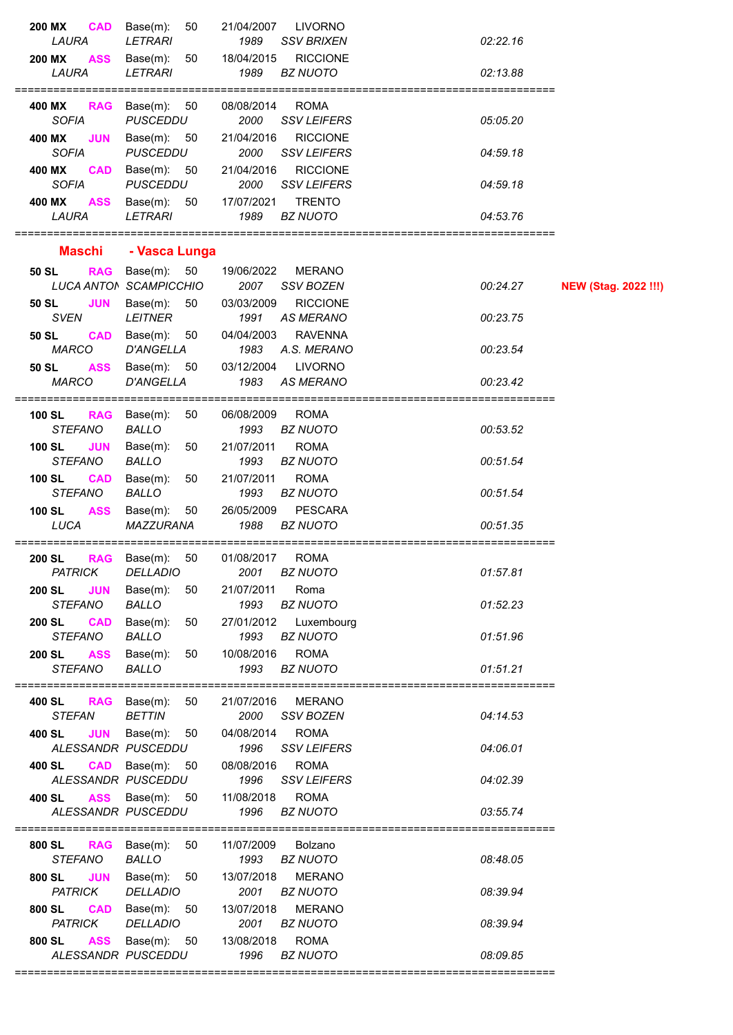| Gara | Cat. | Base(m) | Data | Luogo | Nome | Cognome | Anno | Società | Tempo | Note |
|---|---|---|---|---|---|---|---|---|---|---|
| 200 MX | CAD | Base(m): 50 | 21/04/2007 | LIVORNO | LAURA | LETRARI | 1989 | SSV BRIXEN | 02:22.16 | |
| 200 MX | ASS | Base(m): 50 | 18/04/2015 | RICCIONE | LAURA | LETRARI | 1989 | BZ NUOTO | 02:13.88 | |
| 400 MX | RAG | Base(m): 50 | 08/08/2014 | ROMA | SOFIA | PUSCEDDU | 2000 | SSV LEIFERS | 05:05.20 | |
| 400 MX | JUN | Base(m): 50 | 21/04/2016 | RICCIONE | SOFIA | PUSCEDDU | 2000 | SSV LEIFERS | 04:59.18 | |
| 400 MX | CAD | Base(m): 50 | 21/04/2016 | RICCIONE | SOFIA | PUSCEDDU | 2000 | SSV LEIFERS | 04:59.18 | |
| 400 MX | ASS | Base(m): 50 | 17/07/2021 | TRENTO | LAURA | LETRARI | 1989 | BZ NUOTO | 04:53.76 | |

## Maschi - Vasca Lunga

| Gara | Cat. | Base(m) | Data | Luogo | Nome | Cognome | Anno | Società | Tempo | Note |
|---|---|---|---|---|---|---|---|---|---|---|
| 50 SL | RAG | Base(m): 50 | 19/06/2022 | MERANO | LUCA ANTON | SCAMPICCHIO | 2007 | SSV BOZEN | 00:24.27 | NEW (Stag. 2022 !!!) |
| 50 SL | JUN | Base(m): 50 | 03/03/2009 | RICCIONE | SVEN | LEITNER | 1991 | AS MERANO | 00:23.75 | |
| 50 SL | CAD | Base(m): 50 | 04/04/2003 | RAVENNA | MARCO | D'ANGELLA | 1983 | A.S. MERANO | 00:23.54 | |
| 50 SL | ASS | Base(m): 50 | 03/12/2004 | LIVORNO | MARCO | D'ANGELLA | 1983 | AS MERANO | 00:23.42 | |
| 100 SL | RAG | Base(m): 50 | 06/08/2009 | ROMA | STEFANO | BALLO | 1993 | BZ NUOTO | 00:53.52 | |
| 100 SL | JUN | Base(m): 50 | 21/07/2011 | ROMA | STEFANO | BALLO | 1993 | BZ NUOTO | 00:51.54 | |
| 100 SL | CAD | Base(m): 50 | 21/07/2011 | ROMA | STEFANO | BALLO | 1993 | BZ NUOTO | 00:51.54 | |
| 100 SL | ASS | Base(m): 50 | 26/05/2009 | PESCARA | LUCA | MAZZURANA | 1988 | BZ NUOTO | 00:51.35 | |
| 200 SL | RAG | Base(m): 50 | 01/08/2017 | ROMA | PATRICK | DELLADIO | 2001 | BZ NUOTO | 01:57.81 | |
| 200 SL | JUN | Base(m): 50 | 21/07/2011 | Roma | STEFANO | BALLO | 1993 | BZ NUOTO | 01:52.23 | |
| 200 SL | CAD | Base(m): 50 | 27/01/2012 | Luxembourg | STEFANO | BALLO | 1993 | BZ NUOTO | 01:51.96 | |
| 200 SL | ASS | Base(m): 50 | 10/08/2016 | ROMA | STEFANO | BALLO | 1993 | BZ NUOTO | 01:51.21 | |
| 400 SL | RAG | Base(m): 50 | 21/07/2016 | MERANO | STEFAN | BETTIN | 2000 | SSV BOZEN | 04:14.53 | |
| 400 SL | JUN | Base(m): 50 | 04/08/2014 | ROMA | ALESSANDR | PUSCEDDU | 1996 | SSV LEIFERS | 04:06.01 | |
| 400 SL | CAD | Base(m): 50 | 08/08/2016 | ROMA | ALESSANDR | PUSCEDDU | 1996 | SSV LEIFERS | 04:02.39 | |
| 400 SL | ASS | Base(m): 50 | 11/08/2018 | ROMA | ALESSANDR | PUSCEDDU | 1996 | BZ NUOTO | 03:55.74 | |
| 800 SL | RAG | Base(m): 50 | 11/07/2009 | Bolzano | STEFANO | BALLO | 1993 | BZ NUOTO | 08:48.05 | |
| 800 SL | JUN | Base(m): 50 | 13/07/2018 | MERANO | PATRICK | DELLADIO | 2001 | BZ NUOTO | 08:39.94 | |
| 800 SL | CAD | Base(m): 50 | 13/07/2018 | MERANO | PATRICK | DELLADIO | 2001 | BZ NUOTO | 08:39.94 | |
| 800 SL | ASS | Base(m): 50 | 13/08/2018 | ROMA | ALESSANDR | PUSCEDDU | 1996 | BZ NUOTO | 08:09.85 | |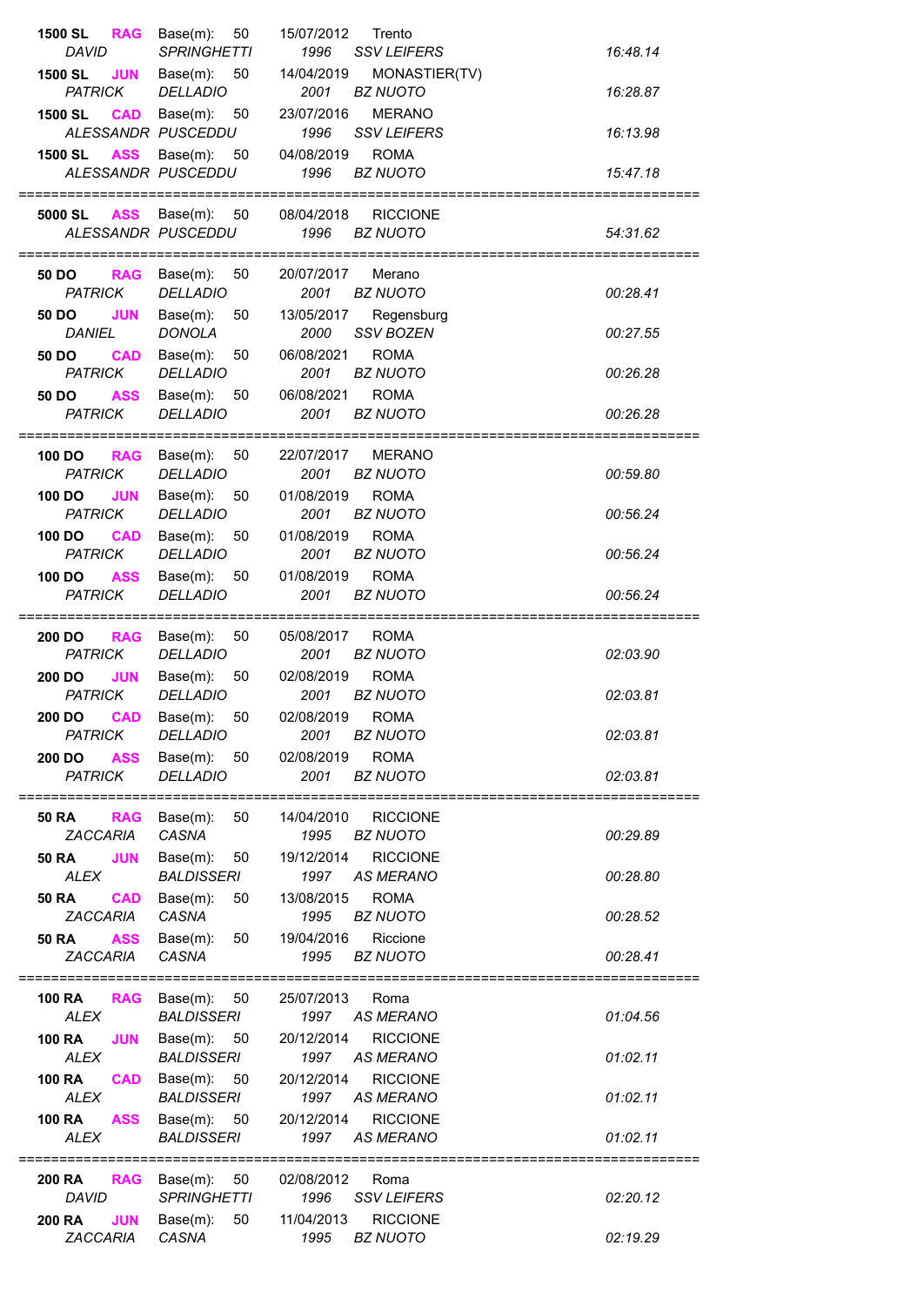| Gara | Cat. | Base(m) | Data | Luogo | Nome | Cognome | Anno | Società | Tempo |
|---|---|---|---|---|---|---|---|---|---|
| 1500 SL | RAG | 50 | 15/07/2012 | Trento | DAVID | SPRINGHETTI | 1996 | SSV LEIFERS | 16:48.14 |
| 1500 SL | JUN | 50 | 14/04/2019 | MONASTIER(TV) | PATRICK | DELLADIO | 2001 | BZ NUOTO | 16:28.87 |
| 1500 SL | CAD | 50 | 23/07/2016 | MERANO | ALESSANDR | PUSCEDDU | 1996 | SSV LEIFERS | 16:13.98 |
| 1500 SL | ASS | 50 | 04/08/2019 | ROMA | ALESSANDR | PUSCEDDU | 1996 | BZ NUOTO | 15:47.18 |
| 5000 SL | ASS | 50 | 08/04/2018 | RICCIONE | ALESSANDR | PUSCEDDU | 1996 | BZ NUOTO | 54:31.62 |
| 50 DO | RAG | 50 | 20/07/2017 | Merano | PATRICK | DELLADIO | 2001 | BZ NUOTO | 00:28.41 |
| 50 DO | JUN | 50 | 13/05/2017 | Regensburg | DANIEL | DONOLA | 2000 | SSV BOZEN | 00:27.55 |
| 50 DO | CAD | 50 | 06/08/2021 | ROMA | PATRICK | DELLADIO | 2001 | BZ NUOTO | 00:26.28 |
| 50 DO | ASS | 50 | 06/08/2021 | ROMA | PATRICK | DELLADIO | 2001 | BZ NUOTO | 00:26.28 |
| 100 DO | RAG | 50 | 22/07/2017 | MERANO | PATRICK | DELLADIO | 2001 | BZ NUOTO | 00:59.80 |
| 100 DO | JUN | 50 | 01/08/2019 | ROMA | PATRICK | DELLADIO | 2001 | BZ NUOTO | 00:56.24 |
| 100 DO | CAD | 50 | 01/08/2019 | ROMA | PATRICK | DELLADIO | 2001 | BZ NUOTO | 00:56.24 |
| 100 DO | ASS | 50 | 01/08/2019 | ROMA | PATRICK | DELLADIO | 2001 | BZ NUOTO | 00:56.24 |
| 200 DO | RAG | 50 | 05/08/2017 | ROMA | PATRICK | DELLADIO | 2001 | BZ NUOTO | 02:03.90 |
| 200 DO | JUN | 50 | 02/08/2019 | ROMA | PATRICK | DELLADIO | 2001 | BZ NUOTO | 02:03.81 |
| 200 DO | CAD | 50 | 02/08/2019 | ROMA | PATRICK | DELLADIO | 2001 | BZ NUOTO | 02:03.81 |
| 200 DO | ASS | 50 | 02/08/2019 | ROMA | PATRICK | DELLADIO | 2001 | BZ NUOTO | 02:03.81 |
| 50 RA | RAG | 50 | 14/04/2010 | RICCIONE | ZACCARIA | CASNA | 1995 | BZ NUOTO | 00:29.89 |
| 50 RA | JUN | 50 | 19/12/2014 | RICCIONE | ALEX | BALDISSERI | 1997 | AS MERANO | 00:28.80 |
| 50 RA | CAD | 50 | 13/08/2015 | ROMA | ZACCARIA | CASNA | 1995 | BZ NUOTO | 00:28.52 |
| 50 RA | ASS | 50 | 19/04/2016 | Riccione | ZACCARIA | CASNA | 1995 | BZ NUOTO | 00:28.41 |
| 100 RA | RAG | 50 | 25/07/2013 | Roma | ALEX | BALDISSERI | 1997 | AS MERANO | 01:04.56 |
| 100 RA | JUN | 50 | 20/12/2014 | RICCIONE | ALEX | BALDISSERI | 1997 | AS MERANO | 01:02.11 |
| 100 RA | CAD | 50 | 20/12/2014 | RICCIONE | ALEX | BALDISSERI | 1997 | AS MERANO | 01:02.11 |
| 100 RA | ASS | 50 | 20/12/2014 | RICCIONE | ALEX | BALDISSERI | 1997 | AS MERANO | 01:02.11 |
| 200 RA | RAG | 50 | 02/08/2012 | Roma | DAVID | SPRINGHETTI | 1996 | SSV LEIFERS | 02:20.12 |
| 200 RA | JUN | 50 | 11/04/2013 | RICCIONE | ZACCARIA | CASNA | 1995 | BZ NUOTO | 02:19.29 |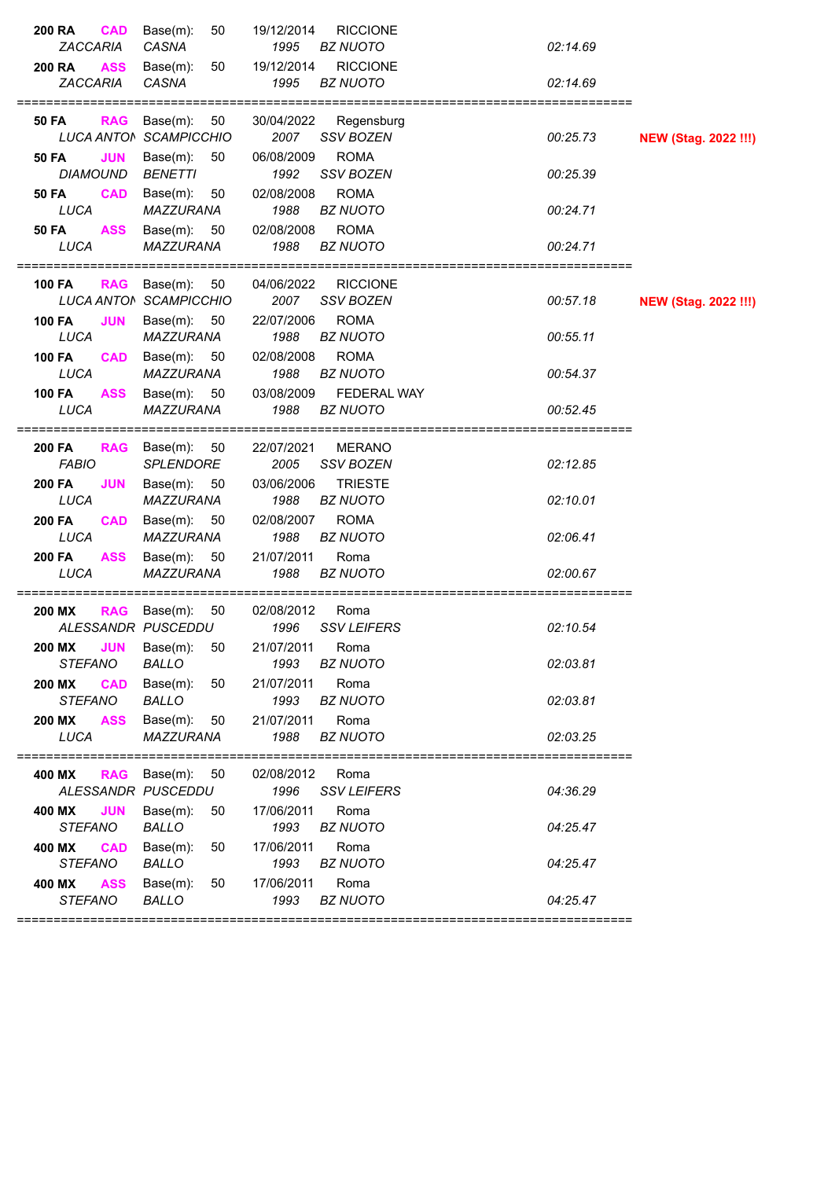| | | | | | | | |
|---|---|---|---|---|---|---|---|
| **200 RA** | **CAD** | Base(m): | 50 | 19/12/2014 | RICCIONE | | |
| *ZACCARIA* | *CASNA* | | | *1995* | *BZ NUOTO* | *02:14.69* | |
| **200 RA** | **ASS** | Base(m): | 50 | 19/12/2014 | RICCIONE | | |
| *ZACCARIA* | *CASNA* | | | *1995* | *BZ NUOTO* | *02:14.69* | |

================================================================================

| | | | | | | | |
|---|---|---|---|---|---|---|---|
| **50 FA** | **RAG** | Base(m): | 50 | 30/04/2022 | Regensburg | | |
| *LUCA ANTON* | *SCAMPICCHIO* | | | *2007* | *SSV BOZEN* | *00:25.73* | **NEW (Stag. 2022 !!!)** |
| **50 FA** | **JUN** | Base(m): | 50 | 06/08/2009 | ROMA | | |
| *DIAMOUND* | *BENETTI* | | | *1992* | *SSV BOZEN* | *00:25.39* | |
| **50 FA** | **CAD** | Base(m): | 50 | 02/08/2008 | ROMA | | |
| *LUCA* | *MAZZURANA* | | | *1988* | *BZ NUOTO* | *00:24.71* | |
| **50 FA** | **ASS** | Base(m): | 50 | 02/08/2008 | ROMA | | |
| *LUCA* | *MAZZURANA* | | | *1988* | *BZ NUOTO* | *00:24.71* | |

================================================================================

| | | | | | | | |
|---|---|---|---|---|---|---|---|
| **100 FA** | **RAG** | Base(m): | 50 | 04/06/2022 | RICCIONE | | |
| *LUCA ANTON* | *SCAMPICCHIO* | | | *2007* | *SSV BOZEN* | *00:57.18* | **NEW (Stag. 2022 !!!)** |
| **100 FA** | **JUN** | Base(m): | 50 | 22/07/2006 | ROMA | | |
| *LUCA* | *MAZZURANA* | | | *1988* | *BZ NUOTO* | *00:55.11* | |
| **100 FA** | **CAD** | Base(m): | 50 | 02/08/2008 | ROMA | | |
| *LUCA* | *MAZZURANA* | | | *1988* | *BZ NUOTO* | *00:54.37* | |
| **100 FA** | **ASS** | Base(m): | 50 | 03/08/2009 | FEDERAL WAY | | |
| *LUCA* | *MAZZURANA* | | | *1988* | *BZ NUOTO* | *00:52.45* | |

================================================================================

| | | | | | | | |
|---|---|---|---|---|---|---|---|
| **200 FA** | **RAG** | Base(m): | 50 | 22/07/2021 | MERANO | | |
| *FABIO* | *SPLENDORE* | | | *2005* | *SSV BOZEN* | *02:12.85* | |
| **200 FA** | **JUN** | Base(m): | 50 | 03/06/2006 | TRIESTE | | |
| *LUCA* | *MAZZURANA* | | | *1988* | *BZ NUOTO* | *02:10.01* | |
| **200 FA** | **CAD** | Base(m): | 50 | 02/08/2007 | ROMA | | |
| *LUCA* | *MAZZURANA* | | | *1988* | *BZ NUOTO* | *02:06.41* | |
| **200 FA** | **ASS** | Base(m): | 50 | 21/07/2011 | Roma | | |
| *LUCA* | *MAZZURANA* | | | *1988* | *BZ NUOTO* | *02:00.67* | |

================================================================================

| | | | | | | | |
|---|---|---|---|---|---|---|---|
| **200 MX** | **RAG** | Base(m): | 50 | 02/08/2012 | Roma | | |
| *ALESSANDR* | *PUSCEDDU* | | | *1996* | *SSV LEIFERS* | *02:10.54* | |
| **200 MX** | **JUN** | Base(m): | 50 | 21/07/2011 | Roma | | |
| *STEFANO* | *BALLO* | | | *1993* | *BZ NUOTO* | *02:03.81* | |
| **200 MX** | **CAD** | Base(m): | 50 | 21/07/2011 | Roma | | |
| *STEFANO* | *BALLO* | | | *1993* | *BZ NUOTO* | *02:03.81* | |
| **200 MX** | **ASS** | Base(m): | 50 | 21/07/2011 | Roma | | |
| *LUCA* | *MAZZURANA* | | | *1988* | *BZ NUOTO* | *02:03.25* | |

================================================================================

| | | | | | | | |
|---|---|---|---|---|---|---|---|
| **400 MX** | **RAG** | Base(m): | 50 | 02/08/2012 | Roma | | |
| *ALESSANDR* | *PUSCEDDU* | | | *1996* | *SSV LEIFERS* | *04:36.29* | |
| **400 MX** | **JUN** | Base(m): | 50 | 17/06/2011 | Roma | | |
| *STEFANO* | *BALLO* | | | *1993* | *BZ NUOTO* | *04:25.47* | |
| **400 MX** | **CAD** | Base(m): | 50 | 17/06/2011 | Roma | | |
| *STEFANO* | *BALLO* | | | *1993* | *BZ NUOTO* | *04:25.47* | |
| **400 MX** | **ASS** | Base(m): | 50 | 17/06/2011 | Roma | | |
| *STEFANO* | *BALLO* | | | *1993* | *BZ NUOTO* | *04:25.47* | |

================================================================================